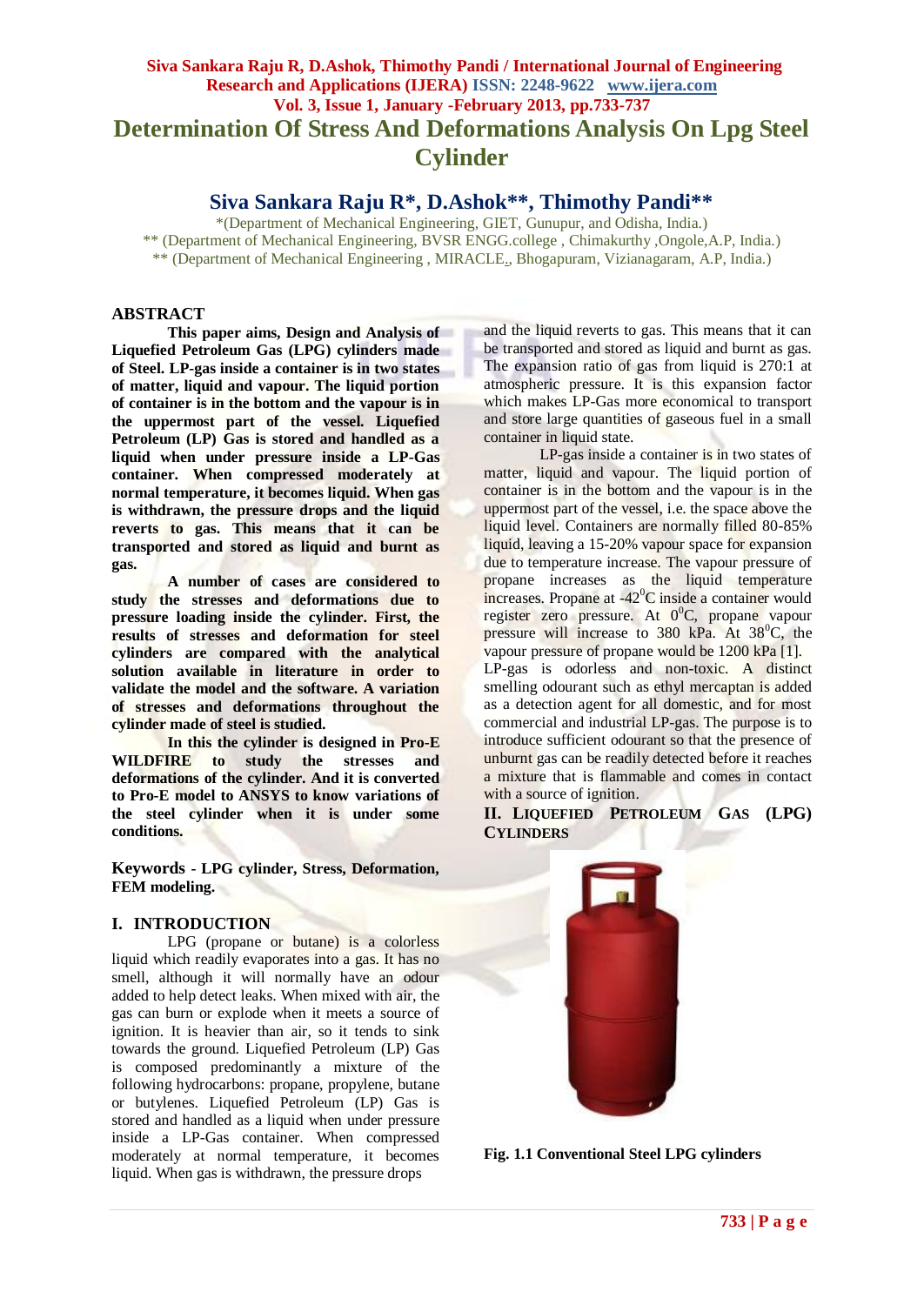# Determination Of Stress And Deformations Analysis On Lpg Steel Cylinder

## Siva Sankara Raju R*, D.Ashok**, Thimothy Pandi**

*(Department of Mechanical Engineering, GIET, Gunupur, and Odisha, India.)
** (Department of Mechanical Engineering, BVSR ENGG.college , Chimakurthy ,Ongole,A.P, India.)
** (Department of Mechanical Engineering , MIRACLE,, Bhogapuram, Vizianagaram, A.P, India.)

## ABSTRACT

**This paper aims, Design and Analysis of Liquefied Petroleum Gas (LPG) cylinders made of Steel. LP-gas inside a container is in two states of matter, liquid and vapour. The liquid portion of container is in the bottom and the vapour is in the uppermost part of the vessel. Liquefied Petroleum (LP) Gas is stored and handled as a liquid when under pressure inside a LP-Gas container. When compressed moderately at normal temperature, it becomes liquid. When gas is withdrawn, the pressure drops and the liquid reverts to gas. This means that it can be transported and stored as liquid and burnt as gas.**

**A number of cases are considered to study the stresses and deformations due to pressure loading inside the cylinder. First, the results of stresses and deformation for steel cylinders are compared with the analytical solution available in literature in order to validate the model and the software. A variation of stresses and deformations throughout the cylinder made of steel is studied.**

**In this the cylinder is designed in Pro-E WILDFIRE to study the stresses and deformations of the cylinder. And it is converted to Pro-E model to ANSYS to know variations of the steel cylinder when it is under some conditions.**

**Keywords - LPG cylinder, Stress, Deformation, FEM modeling.**

## I. INTRODUCTION

LPG (propane or butane) is a colorless liquid which readily evaporates into a gas. It has no smell, although it will normally have an odour added to help detect leaks. When mixed with air, the gas can burn or explode when it meets a source of ignition. It is heavier than air, so it tends to sink towards the ground. Liquefied Petroleum (LP) Gas is composed predominantly a mixture of the following hydrocarbons: propane, propylene, butane or butylenes. Liquefied Petroleum (LP) Gas is stored and handled as a liquid when under pressure inside a LP-Gas container. When compressed moderately at normal temperature, it becomes liquid. When gas is withdrawn, the pressure drops and the liquid reverts to gas. This means that it can be transported and stored as liquid and burnt as gas. The expansion ratio of gas from liquid is 270:1 at atmospheric pressure. It is this expansion factor which makes LP-Gas more economical to transport and store large quantities of gaseous fuel in a small container in liquid state.

LP-gas inside a container is in two states of matter, liquid and vapour. The liquid portion of container is in the bottom and the vapour is in the uppermost part of the vessel, i.e. the space above the liquid level. Containers are normally filled 80-85% liquid, leaving a 15-20% vapour space for expansion due to temperature increase. The vapour pressure of propane increases as the liquid temperature increases. Propane at -42$^0$C inside a container would register zero pressure. At 0$^0$C, propane vapour pressure will increase to 380 kPa. At 38$^0$C, the vapour pressure of propane would be 1200 kPa [1].

LP-gas is odorless and non-toxic. A distinct smelling odourant such as ethyl mercaptan is added as a detection agent for all domestic, and for most commercial and industrial LP-gas. The purpose is to introduce sufficient odourant so that the presence of unburnt gas can be readily detected before it reaches a mixture that is flammable and comes in contact with a source of ignition.

## II. LIQUEFIED PETROLEUM GAS (LPG) CYLINDERS

**Fig. 1.1 Conventional Steel LPG cylinders**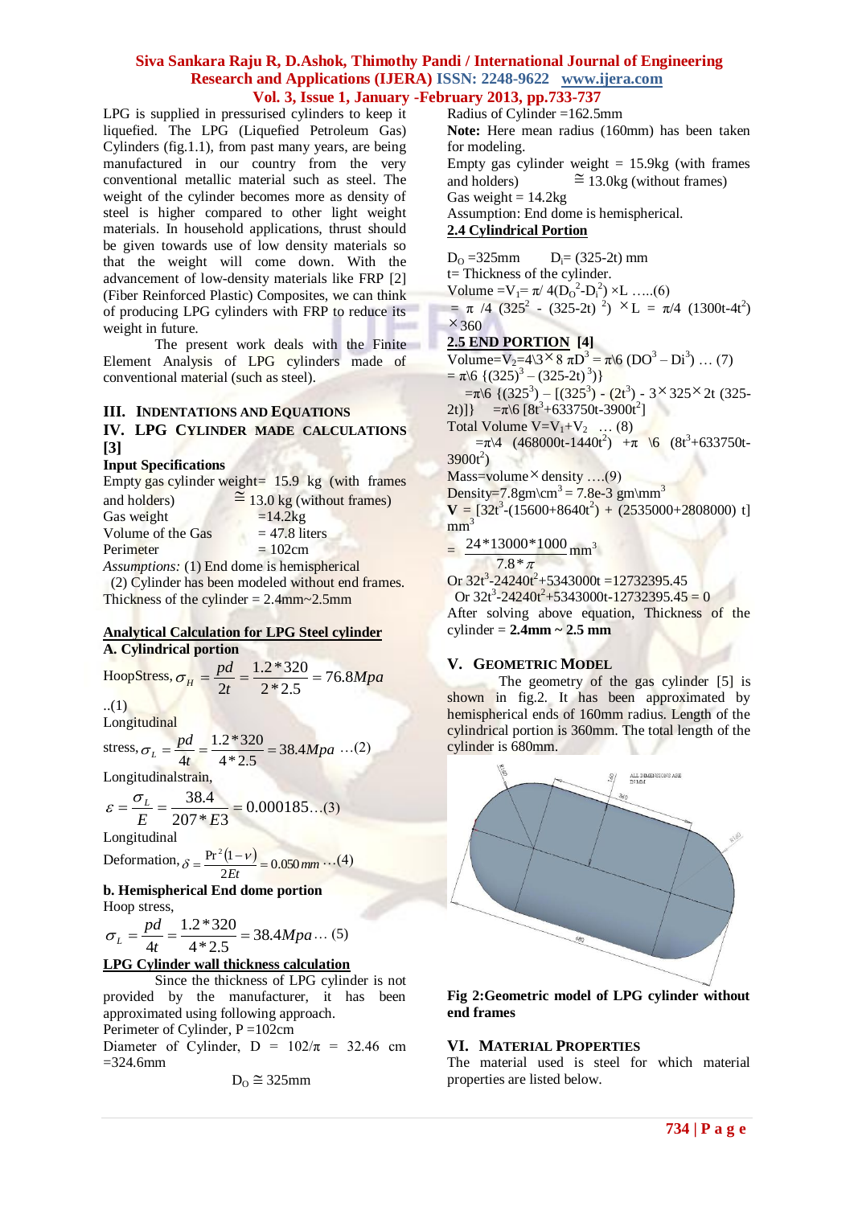LPG is supplied in pressurised cylinders to keep it liquefied. The LPG (Liquefied Petroleum Gas) Cylinders (fig.1.1), from past many years, are being manufactured in our country from the very conventional metallic material such as steel. The weight of the cylinder becomes more as density of steel is higher compared to other light weight materials. In household applications, thrust should be given towards use of low density materials so that the weight will come down. With the advancement of low-density materials like FRP [2] (Fiber Reinforced Plastic) Composites, we can think of producing LPG cylinders with FRP to reduce its weight in future.

The present work deals with the Finite Element Analysis of LPG cylinders made of conventional material (such as steel).

## III. INDENTATIONS AND EQUATIONS

## IV. LPG CYLINDER MADE CALCULATIONS [3]

**Input Specifications**

Empty gas cylinder weight= 15.9 kg (with frames and holders) ≅ 13.0 kg (without frames)

Gas weight =14.2kg

Volume of the Gas = 47.8 liters

Perimeter = 102cm

*Assumptions:* (1) End dome is hemispherical

(2) Cylinder has been modeled without end frames.

Thickness of the cylinder = 2.4mm~2.5mm

**Analytical Calculation for LPG Steel cylinder**

**A. Cylindrical portion**

$$\text{HoopStress}, \sigma_H = \frac{pd}{2t} = \frac{1.2*320}{2*2.5} = 76.8Mpa \quad ..(1)$$

Longitudinal

$$\text{stress}, \sigma_L = \frac{pd}{4t} = \frac{1.2*320}{4*2.5} = 38.4Mpa \quad ...(2)$$

Longitudinalstrain,

$$\varepsilon = \frac{\sigma_L}{E} = \frac{38.4}{207*E3} = 0.000185 ...(3)$$

Longitudinal

$$\text{Deformation}, \delta = \frac{\Pr^2(1-\nu)}{2Et} = 0.050\,mm \quad ...(4)$$

**b. Hemispherical End dome portion**

Hoop stress,

$$\sigma_L = \frac{pd}{4t} = \frac{1.2*320}{4*2.5} = 38.4Mpa ... (5)$$

**LPG Cylinder wall thickness calculation**

Since the thickness of LPG cylinder is not provided by the manufacturer, it has been approximated using following approach.

Perimeter of Cylinder, P =102cm

Diameter of Cylinder, D = 102/π = 32.46 cm =324.6mm

$D_O$ ≅ 325mm

Radius of Cylinder =162.5mm

**Note:** Here mean radius (160mm) has been taken for modeling.

Empty gas cylinder weight = 15.9kg (with frames and holders) ≅ 13.0kg (without frames)

Gas weight = 14.2kg

Assumption: End dome is hemispherical.

**2.4 Cylindrical Portion**

$D_O$ =325mm  $D_i$= (325-2t) mm

t= Thickness of the cylinder.

$$\text{Volume} = V_1 = \pi/4(D_O^2 - D_i^2) \times L \quad .....(6)$$

$$= \pi/4\,(325^2 - (325\text{-}2t)^2) \times L = \pi/4\,(1300t - 4t^2) \times 360$$

**2.5 END PORTION [4]**

$$\text{Volume} = V_2 = 4\backslash 3 \times 8\,\pi D^3 = \pi\backslash 6\,(DO^3 - Di^3) \quad ... (7)$$

$$= \pi\backslash 6\,\{(325)^3 - (325\text{-}2t)^3)\}$$

$$= \pi\backslash 6\,\{(325^3) - [(325^3) - (2t^3) - 3 \times 325 \times 2t\,(325\text{-}2t)]\} \quad = \pi\backslash 6\,[8t^3 + 633750t - 3900t^2]$$

Total Volume $V = V_1 + V_2$ ... (8)

$$= \pi\backslash 4\,(468000t - 1440t^2) + \pi\,\backslash 6\,(8t^3 + 633750t - 3900t^2)$$

Mass=volume × density ....(9)

Density=7.8gm\cm$^3$ = 7.8e-3 gm\mm$^3$

$$\mathbf{V} = [32t^3 - (15600 + 8640t^2) + (2535000 + 2808000)\,t]\ mm^3$$

$$= \frac{24*13000*1000}{7.8*\pi}\ mm^3$$

Or $32t^3 - 24240t^2 + 5343000t = 12732395.45$

Or $32t^3 - 24240t^2 + 5343000t - 12732395.45 = 0$

After solving above equation, Thickness of the cylinder = **2.4mm ~ 2.5 mm**

## V. GEOMETRIC MODEL

The geometry of the gas cylinder [5] is shown in fig.2. It has been approximated by hemispherical ends of 160mm radius. Length of the cylindrical portion is 360mm. The total length of the cylinder is 680mm.

**Fig 2:Geometric model of LPG cylinder without end frames**

## VI. MATERIAL PROPERTIES

The material used is steel for which material properties are listed below.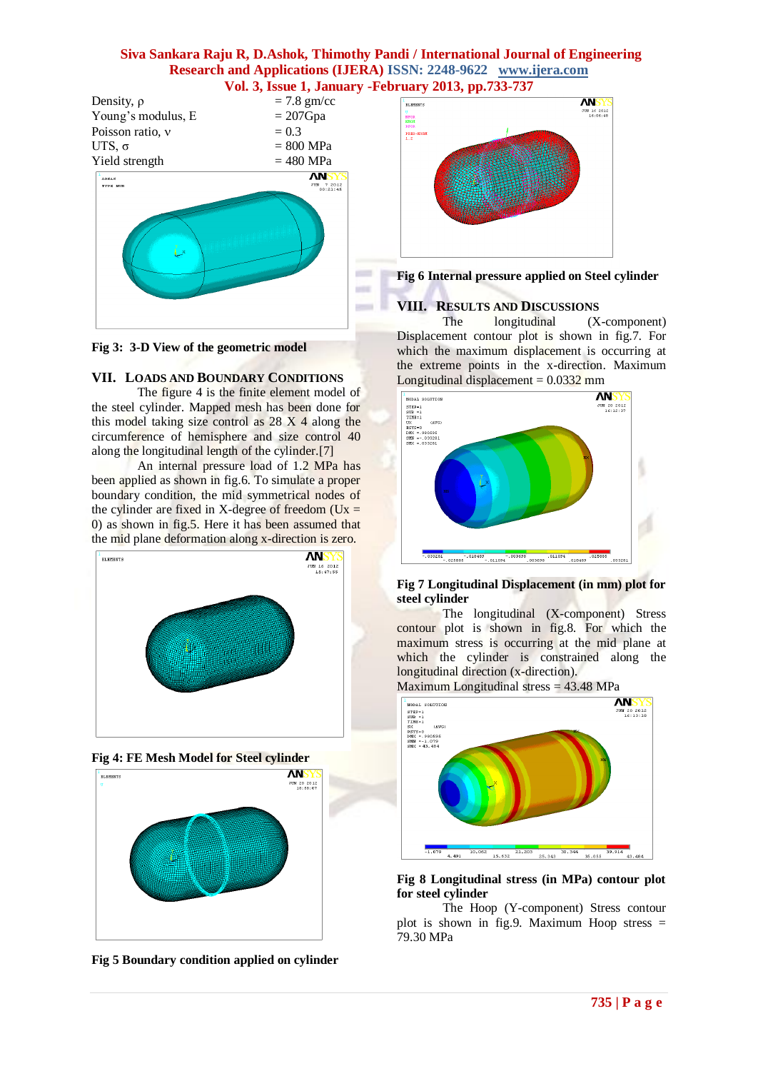| | |
|---|---|
| Density, ρ | = 7.8 gm/cc |
| Young's modulus, E | = 207Gpa |
| Poisson ratio, ν | = 0.3 |
| UTS, σ | = 800 MPa |
| Yield strength | = 480 MPa |

**Fig 3: 3-D View of the geometric model**

## VII. LOADS AND BOUNDARY CONDITIONS

The figure 4 is the finite element model of the steel cylinder. Mapped mesh has been done for this model taking size control as 28 X 4 along the circumference of hemisphere and size control 40 along the longitudinal length of the cylinder.[7]

An internal pressure load of 1.2 MPa has been applied as shown in fig.6. To simulate a proper boundary condition, the mid symmetrical nodes of the cylinder are fixed in X-degree of freedom (Ux = 0) as shown in fig.5. Here it has been assumed that the mid plane deformation along x-direction is zero.

**Fig 4: FE Mesh Model for Steel cylinder**

**Fig 5 Boundary condition applied on cylinder**

**Fig 6 Internal pressure applied on Steel cylinder**

## VIII. RESULTS AND DISCUSSIONS

The longitudinal (X-component) Displacement contour plot is shown in fig.7. For which the maximum displacement is occurring at the extreme points in the x-direction. Maximum Longitudinal displacement = 0.0332 mm

**Fig 7 Longitudinal Displacement (in mm) plot for steel cylinder**

The longitudinal (X-component) Stress contour plot is shown in fig.8. For which the maximum stress is occurring at the mid plane at which the cylinder is constrained along the longitudinal direction (x-direction).

Maximum Longitudinal stress = 43.48 MPa

**Fig 8 Longitudinal stress (in MPa) contour plot for steel cylinder**

The Hoop (Y-component) Stress contour plot is shown in fig.9. Maximum Hoop stress = 79.30 MPa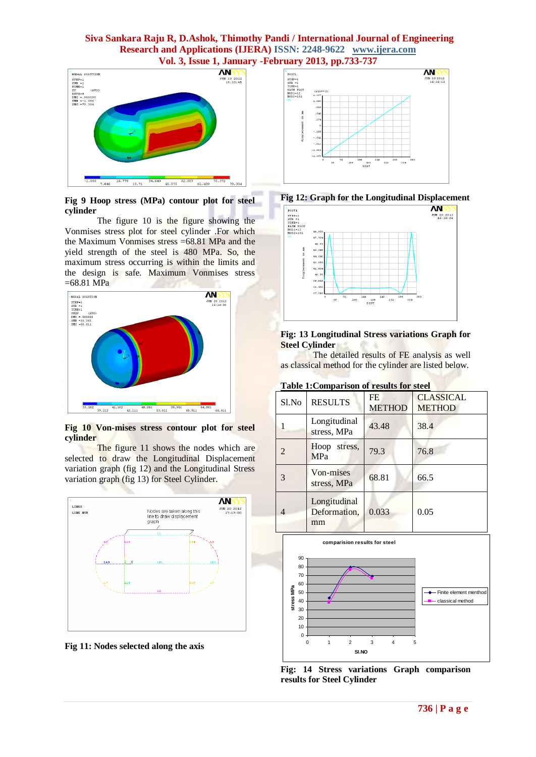**Fig 9 Hoop stress (MPa) contour plot for steel cylinder**

The figure 10 is the figure showing the Vonmises stress plot for steel cylinder .For which the Maximum Vonmises stress =68.81 MPa and the yield strength of the steel is 480 MPa. So, the maximum stress occurring is within the limits and the design is safe. Maximum Vonmises stress =68.81 MPa

**Fig 10 Von-mises stress contour plot for steel cylinder**

The figure 11 shows the nodes which are selected to draw the Longitudinal Displacement variation graph (fig 12) and the Longitudinal Stress variation graph (fig 13) for Steel Cylinder.

**Fig 11: Nodes selected along the axis**

**Fig 12: Graph for the Longitudinal Displacement**

**Fig: 13 Longitudinal Stress variations Graph for Steel Cylinder**

The detailed results of FE analysis as well as classical method for the cylinder are listed below.

**Table 1:Comparison of results for steel**

| Sl.No | RESULTS | FE METHOD | CLASSICAL METHOD |
|---|---|---|---|
| 1 | Longitudinal stress, MPa | 43.48 | 38.4 |
| 2 | Hoop stress, MPa | 79.3 | 76.8 |
| 3 | Von-mises stress, MPa | 68.81 | 66.5 |
| 4 | Longitudinal Deformation, mm | 0.033 | 0.05 |

**Fig: 14 Stress variations Graph comparison results for Steel Cylinder**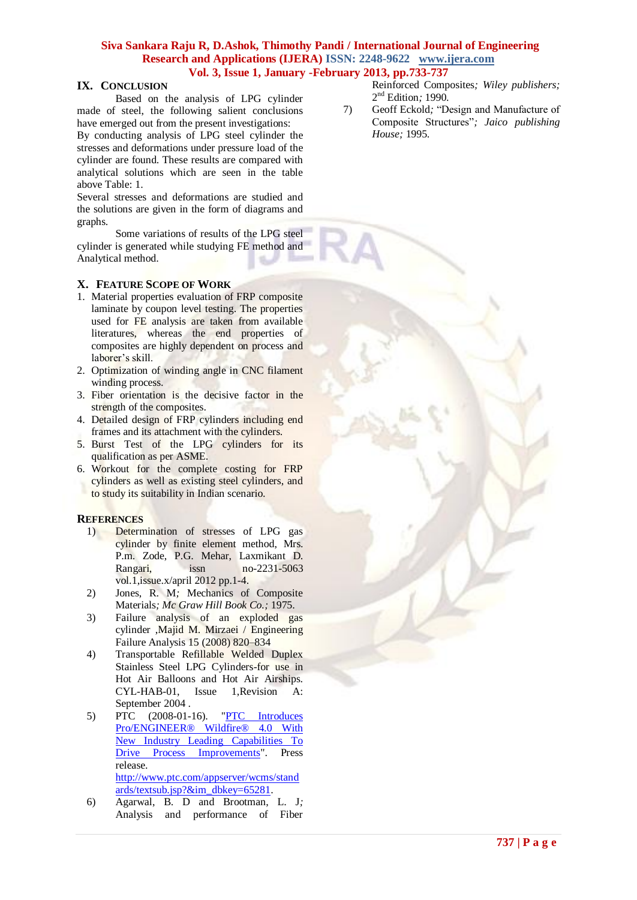## IX. CONCLUSION

Based on the analysis of LPG cylinder made of steel, the following salient conclusions have emerged out from the present investigations:
By conducting analysis of LPG steel cylinder the stresses and deformations under pressure load of the cylinder are found. These results are compared with analytical solutions which are seen in the table above Table: 1.
Several stresses and deformations are studied and the solutions are given in the form of diagrams and graphs.

Some variations of results of the LPG steel cylinder is generated while studying FE method and Analytical method.

## X. FEATURE SCOPE OF WORK

1. Material properties evaluation of FRP composite laminate by coupon level testing. The properties used for FE analysis are taken from available literatures, whereas the end properties of composites are highly dependent on process and laborer's skill.
2. Optimization of winding angle in CNC filament winding process.
3. Fiber orientation is the decisive factor in the strength of the composites.
4. Detailed design of FRP cylinders including end frames and its attachment with the cylinders.
5. Burst Test of the LPG cylinders for its qualification as per ASME.
6. Workout for the complete costing for FRP cylinders as well as existing steel cylinders, and to study its suitability in Indian scenario.

## REFERENCES

1) Determination of stresses of LPG gas cylinder by finite element method, Mrs. P.m. Zode, P.G. Mehar, Laxmikant D. Rangari, issn no-2231-5063 vol.1,issue.x/april 2012 pp.1-4.
2) Jones, R. M; Mechanics of Composite Materials; *Mc Graw Hill Book Co.;* 1975.
3) Failure analysis of an exploded gas cylinder ,Majid M. Mirzaei / Engineering Failure Analysis 15 (2008) 820–834
4) Transportable Refillable Welded Duplex Stainless Steel LPG Cylinders-for use in Hot Air Balloons and Hot Air Airships. CYL-HAB-01, Issue 1,Revision A: September 2004 .
5) PTC (2008-01-16). "PTC Introduces Pro/ENGINEER® Wildfire® 4.0 With New Industry Leading Capabilities To Drive Process Improvements". Press release. http://www.ptc.com/appserver/wcms/standards/textsub.jsp?&im_dbkey=65281.
6) Agarwal, B. D and Brootman, L. J; Analysis and performance of Fiber Reinforced Composites; *Wiley publishers;* 2nd Edition; 1990.
7) Geoff Eckold; "Design and Manufacture of Composite Structures"; *Jaico publishing House;* 1995.